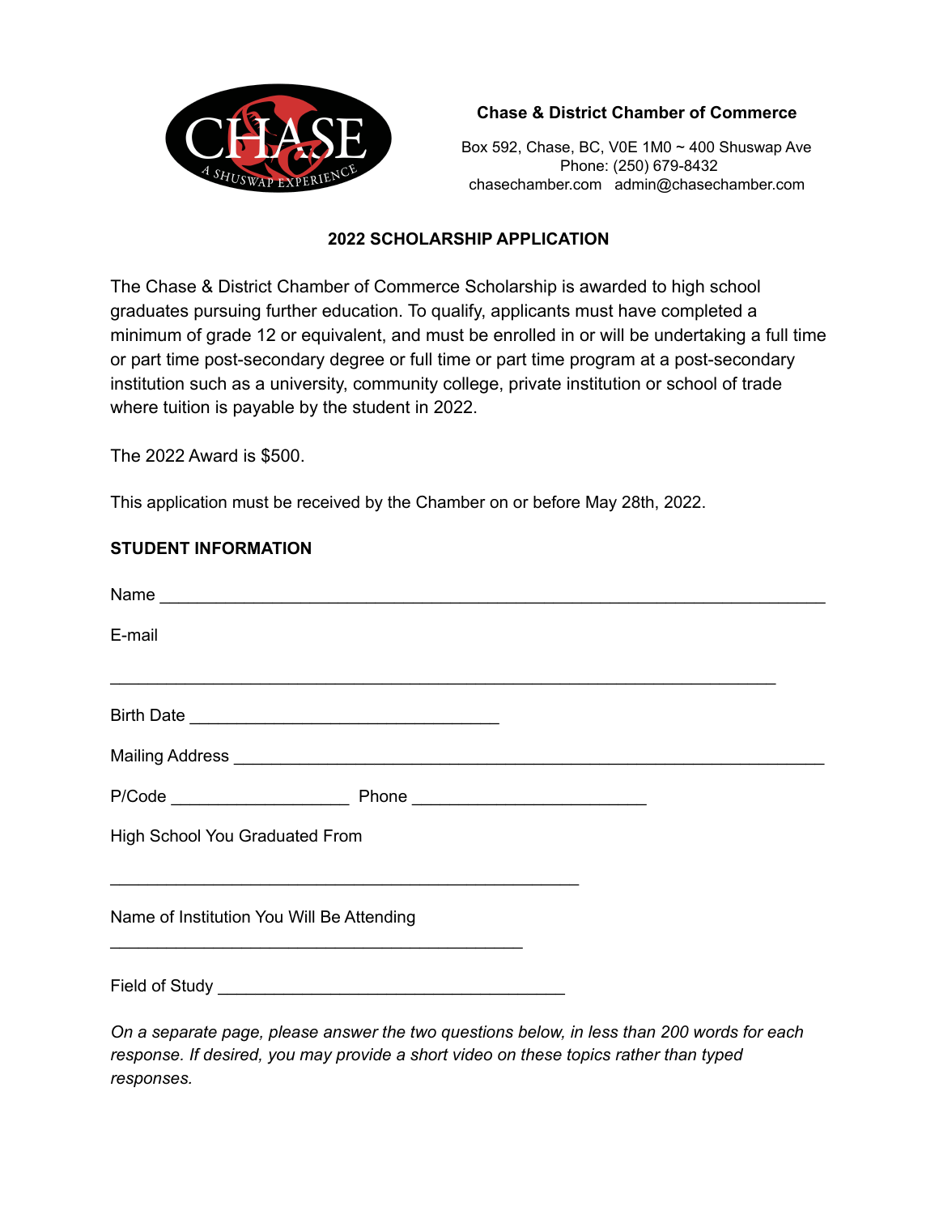**Chase & District Chamber of Commerce**

Box 592, Chase, BC, V0E 1M0 ~ 400 Shuswap Ave
Phone: (250) 679-8432
chasechamber.com admin@chasechamber.com

## 2022 SCHOLARSHIP APPLICATION

The Chase & District Chamber of Commerce Scholarship is awarded to high school graduates pursuing further education. To qualify, applicants must have completed a minimum of grade 12 or equivalent, and must be enrolled in or will be undertaking a full time or part time post-secondary degree or full time or part time program at a post-secondary institution such as a university, community college, private institution or school of trade where tuition is payable by the student in 2022.

The 2022 Award is $500.

This application must be received by the Chamber on or before May 28th, 2022.

### STUDENT INFORMATION

Name ______________________________________________________________

E-mail

______________________________________________________________

Birth Date ______________________________

Mailing Address ________________________________________________________

P/Code ________________ Phone ____________________

High School You Graduated From

_____________________________________________

Name of Institution You Will Be Attending

_______________________________________

Field of Study _________________________________

*On a separate page, please answer the two questions below, in less than 200 words for each response. If desired, you may provide a short video on these topics rather than typed responses.*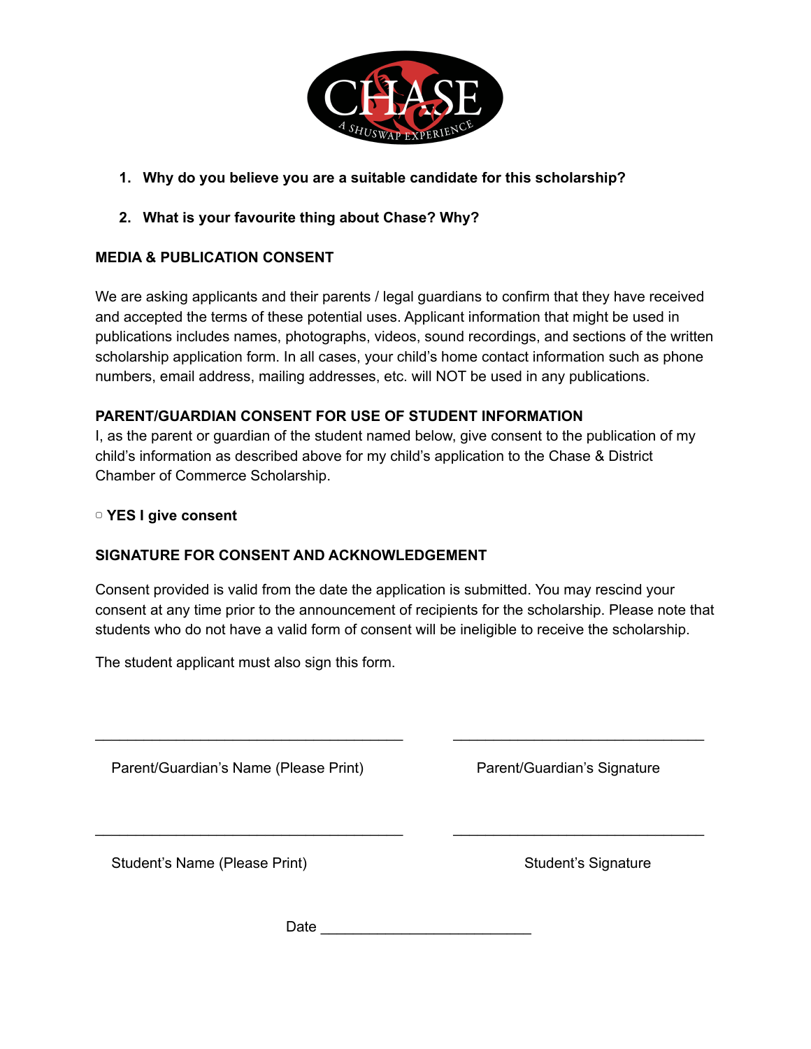1. **Why do you believe you are a suitable candidate for this scholarship?**

2. **What is your favourite thing about Chase? Why?**

**MEDIA & PUBLICATION CONSENT**

We are asking applicants and their parents / legal guardians to confirm that they have received and accepted the terms of these potential uses. Applicant information that might be used in publications includes names, photographs, videos, sound recordings, and sections of the written scholarship application form. In all cases, your child's home contact information such as phone numbers, email address, mailing addresses, etc. will NOT be used in any publications.

**PARENT/GUARDIAN CONSENT FOR USE OF STUDENT INFORMATION**

I, as the parent or guardian of the student named below, give consent to the publication of my child's information as described above for my child's application to the Chase & District Chamber of Commerce Scholarship.

▢ **YES I give consent**

**SIGNATURE FOR CONSENT AND ACKNOWLEDGEMENT**

Consent provided is valid from the date the application is submitted. You may rescind your consent at any time prior to the announcement of recipients for the scholarship. Please note that students who do not have a valid form of consent will be ineligible to receive the scholarship.

The student applicant must also sign this form.

\_\_\_\_\_\_\_\_\_\_\_\_\_\_\_\_\_\_\_\_\_\_\_\_\_\_\_\_\_\_\_\_\_\_\_\_\_\_ &nbsp;&nbsp;&nbsp;&nbsp; \_\_\_\_\_\_\_\_\_\_\_\_\_\_\_\_\_\_\_\_\_\_\_\_\_\_\_\_\_\_\_\_

Parent/Guardian's Name (Please Print) &nbsp;&nbsp;&nbsp;&nbsp; Parent/Guardian's Signature

\_\_\_\_\_\_\_\_\_\_\_\_\_\_\_\_\_\_\_\_\_\_\_\_\_\_\_\_\_\_\_\_\_\_\_\_\_\_ &nbsp;&nbsp;&nbsp;&nbsp; \_\_\_\_\_\_\_\_\_\_\_\_\_\_\_\_\_\_\_\_\_\_\_\_\_\_\_\_\_\_\_\_

Student's Name (Please Print) &nbsp;&nbsp;&nbsp;&nbsp; Student's Signature

Date \_\_\_\_\_\_\_\_\_\_\_\_\_\_\_\_\_\_\_\_\_\_\_\_\_\_